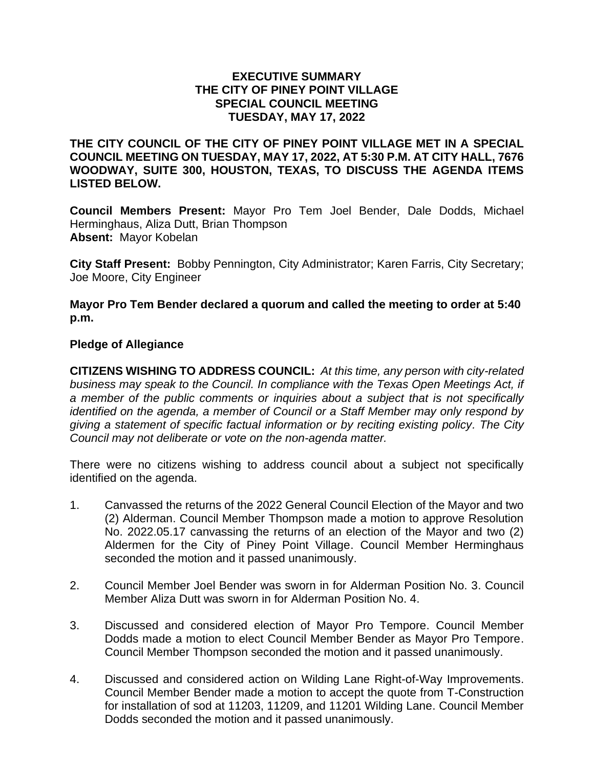# EXECUTIVE SUMMARY
## THE CITY OF PINEY POINT VILLAGE
## SPECIAL COUNCIL MEETING
## TUESDAY, MAY 17, 2022

**THE CITY COUNCIL OF THE CITY OF PINEY POINT VILLAGE MET IN A SPECIAL COUNCIL MEETING ON TUESDAY, MAY 17, 2022, AT 5:30 P.M. AT CITY HALL, 7676 WOODWAY, SUITE 300, HOUSTON, TEXAS, TO DISCUSS THE AGENDA ITEMS LISTED BELOW.**

**Council Members Present:** Mayor Pro Tem Joel Bender, Dale Dodds, Michael Herminghaus, Aliza Dutt, Brian Thompson
**Absent:** Mayor Kobelan

**City Staff Present:** Bobby Pennington, City Administrator; Karen Farris, City Secretary; Joe Moore, City Engineer

**Mayor Pro Tem Bender declared a quorum and called the meeting to order at 5:40 p.m.**

**Pledge of Allegiance**

**CITIZENS WISHING TO ADDRESS COUNCIL:** *At this time, any person with city-related business may speak to the Council. In compliance with the Texas Open Meetings Act, if a member of the public comments or inquiries about a subject that is not specifically identified on the agenda, a member of Council or a Staff Member may only respond by giving a statement of specific factual information or by reciting existing policy. The City Council may not deliberate or vote on the non-agenda matter.*

There were no citizens wishing to address council about a subject not specifically identified on the agenda.

1. Canvassed the returns of the 2022 General Council Election of the Mayor and two (2) Alderman. Council Member Thompson made a motion to approve Resolution No. 2022.05.17 canvassing the returns of an election of the Mayor and two (2) Aldermen for the City of Piney Point Village. Council Member Herminghaus seconded the motion and it passed unanimously.

2. Council Member Joel Bender was sworn in for Alderman Position No. 3. Council Member Aliza Dutt was sworn in for Alderman Position No. 4.

3. Discussed and considered election of Mayor Pro Tempore. Council Member Dodds made a motion to elect Council Member Bender as Mayor Pro Tempore. Council Member Thompson seconded the motion and it passed unanimously.

4. Discussed and considered action on Wilding Lane Right-of-Way Improvements. Council Member Bender made a motion to accept the quote from T-Construction for installation of sod at 11203, 11209, and 11201 Wilding Lane. Council Member Dodds seconded the motion and it passed unanimously.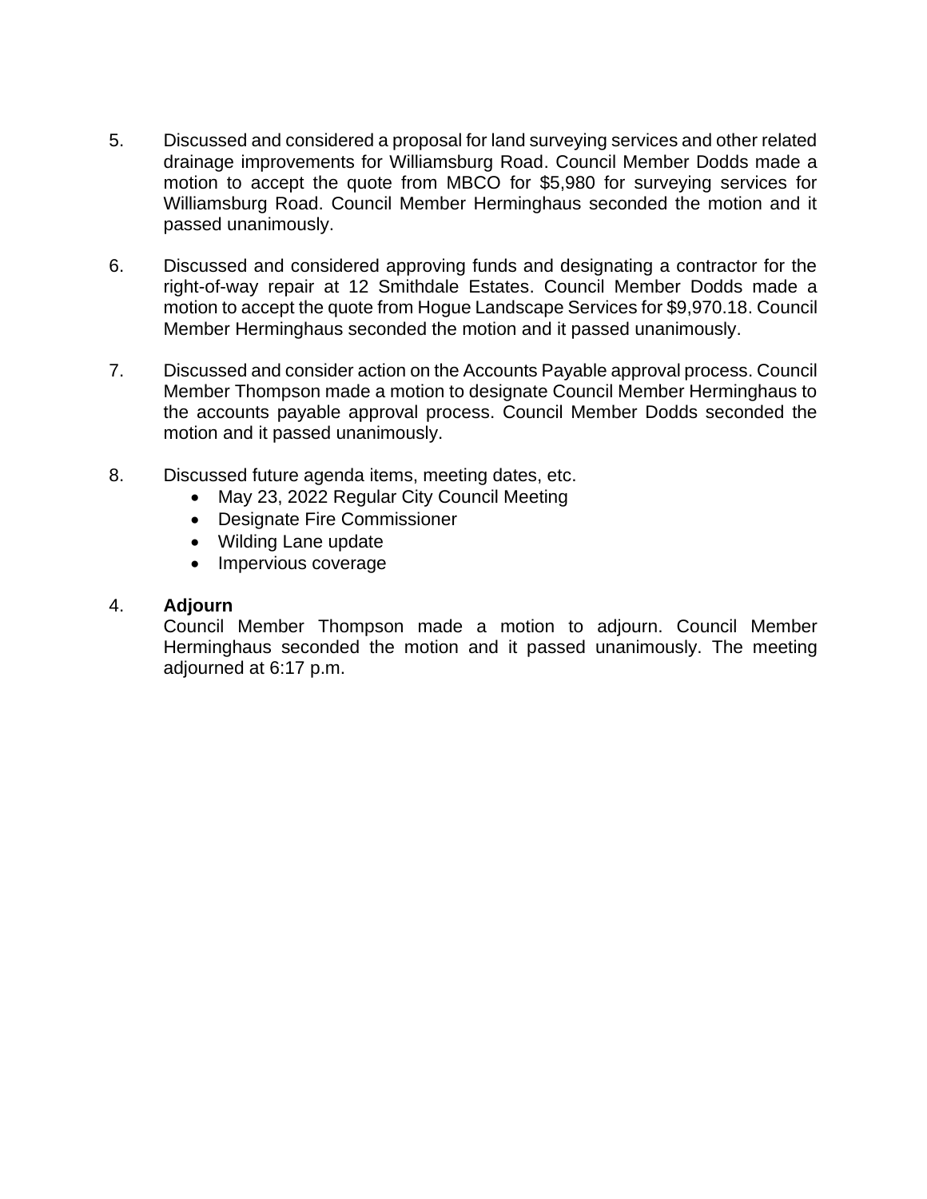5. Discussed and considered a proposal for land surveying services and other related drainage improvements for Williamsburg Road. Council Member Dodds made a motion to accept the quote from MBCO for $5,980 for surveying services for Williamsburg Road. Council Member Herminghaus seconded the motion and it passed unanimously.

6. Discussed and considered approving funds and designating a contractor for the right-of-way repair at 12 Smithdale Estates. Council Member Dodds made a motion to accept the quote from Hogue Landscape Services for $9,970.18. Council Member Herminghaus seconded the motion and it passed unanimously.

7. Discussed and consider action on the Accounts Payable approval process. Council Member Thompson made a motion to designate Council Member Herminghaus to the accounts payable approval process. Council Member Dodds seconded the motion and it passed unanimously.

8. Discussed future agenda items, meeting dates, etc.
   - May 23, 2022 Regular City Council Meeting
   - Designate Fire Commissioner
   - Wilding Lane update
   - Impervious coverage

4. **Adjourn**

   Council Member Thompson made a motion to adjourn. Council Member Herminghaus seconded the motion and it passed unanimously. The meeting adjourned at 6:17 p.m.